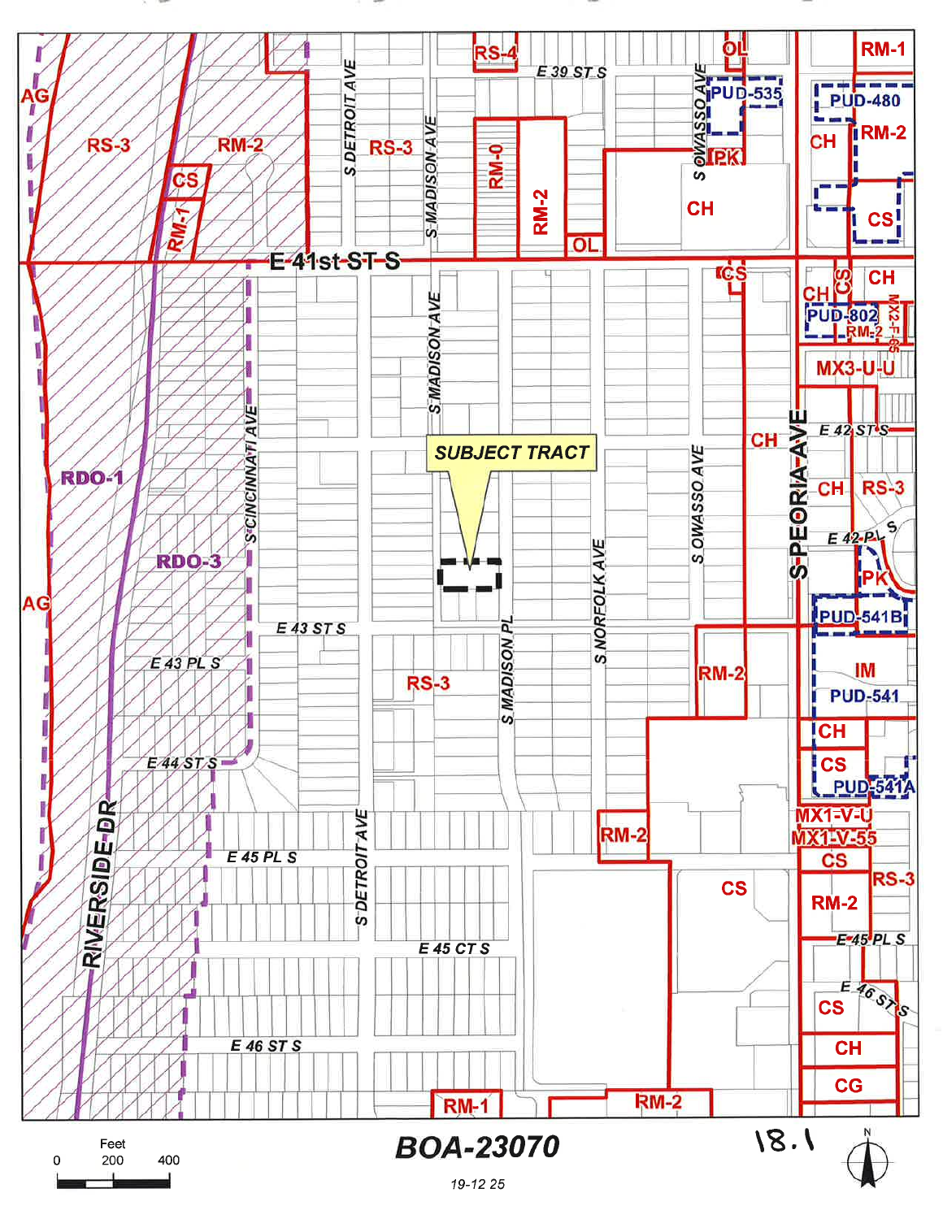SUBJECT TRACT

E 41st ST S

E 39 ST S

E 42 ST S

E 42 PL S

E 43 ST S

E 43 PL S

E 44 ST S

E 45 PL S

E 45 CT S

E 46 ST S

S DETROIT AVE

S MADISON AVE

S MADISON PL

S NORFOLK AVE

S OWASSO AVE

S PEORIA AVE

S CINCINNATI AVE

RIVERSIDE DR

AG

RS-3

RS-4

RM-0

RM-1

RM-2

OL

CS

CH

CG

IM

PK

RDO-1

RDO-3

PUD-480

PUD-535

PUD-802

PUD-541

PUD-541A

PUD-541B

MX3-U-U

MX2-P-65

MX1-V-U

MX1-V-55

Feet

0 200 400

# BOA-23070

19-12 25

18.1

N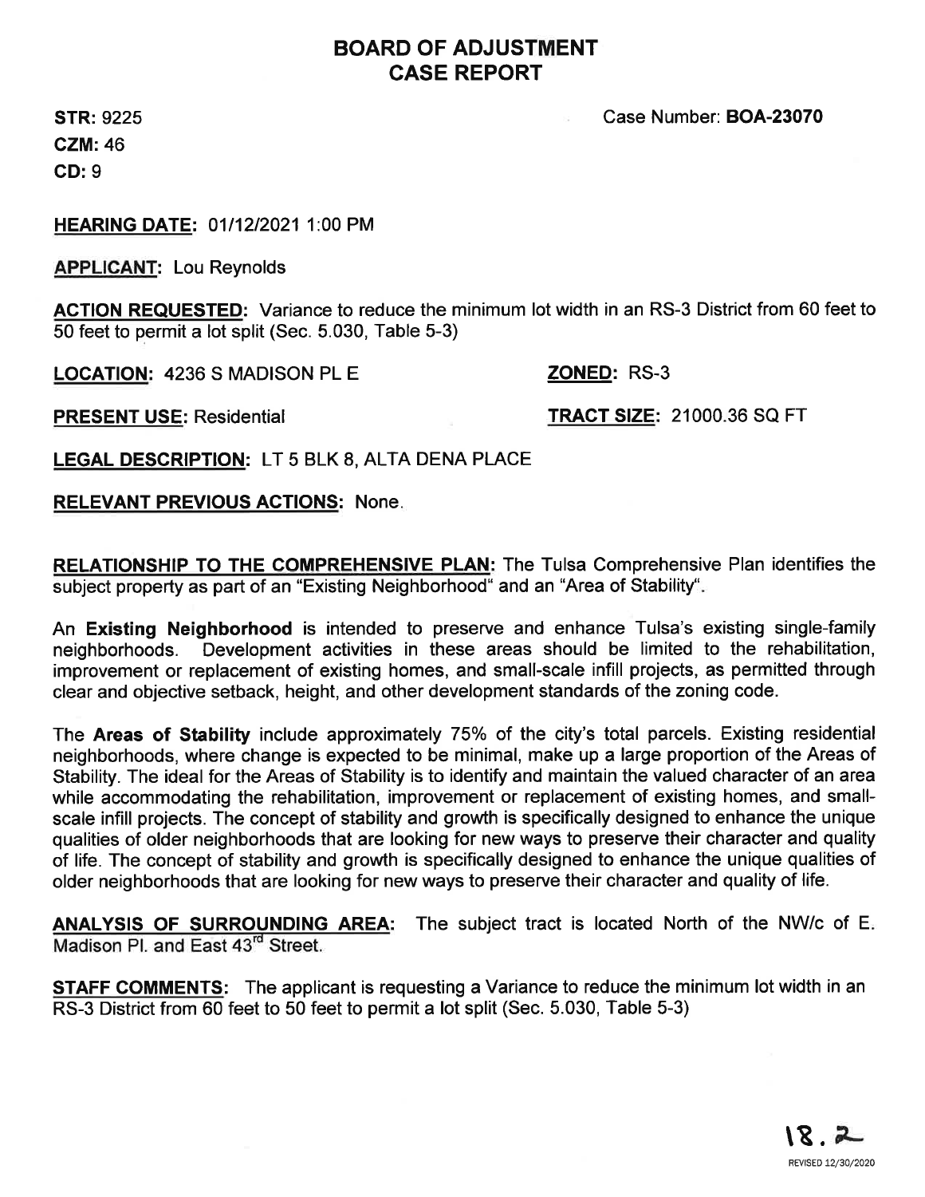# BOARD OF ADJUSTMENT
# CASE REPORT

**STR:** 9225

**CZM:** 46

**CD:** 9

Case Number: **BOA-23070**

**HEARING DATE:** 01/12/2021 1:00 PM

**APPLICANT:** Lou Reynolds

**ACTION REQUESTED:** Variance to reduce the minimum lot width in an RS-3 District from 60 feet to 50 feet to permit a lot split (Sec. 5.030, Table 5-3)

**LOCATION:** 4236 S MADISON PL E

**ZONED:** RS-3

**PRESENT USE:** Residential

**TRACT SIZE:** 21000.36 SQ FT

**LEGAL DESCRIPTION:** LT 5 BLK 8, ALTA DENA PLACE

**RELEVANT PREVIOUS ACTIONS:** None.

**RELATIONSHIP TO THE COMPREHENSIVE PLAN:** The Tulsa Comprehensive Plan identifies the subject property as part of an "Existing Neighborhood" and an "Area of Stability".

An **Existing Neighborhood** is intended to preserve and enhance Tulsa's existing single-family neighborhoods. Development activities in these areas should be limited to the rehabilitation, improvement or replacement of existing homes, and small-scale infill projects, as permitted through clear and objective setback, height, and other development standards of the zoning code.

The **Areas of Stability** include approximately 75% of the city's total parcels. Existing residential neighborhoods, where change is expected to be minimal, make up a large proportion of the Areas of Stability. The ideal for the Areas of Stability is to identify and maintain the valued character of an area while accommodating the rehabilitation, improvement or replacement of existing homes, and small-scale infill projects. The concept of stability and growth is specifically designed to enhance the unique qualities of older neighborhoods that are looking for new ways to preserve their character and quality of life. The concept of stability and growth is specifically designed to enhance the unique qualities of older neighborhoods that are looking for new ways to preserve their character and quality of life.

**ANALYSIS OF SURROUNDING AREA:** The subject tract is located North of the NW/c of E. Madison Pl. and East 43rd Street.

**STAFF COMMENTS:** The applicant is requesting a Variance to reduce the minimum lot width in an RS-3 District from 60 feet to 50 feet to permit a lot split (Sec. 5.030, Table 5-3)

18.2

REVISED 12/30/2020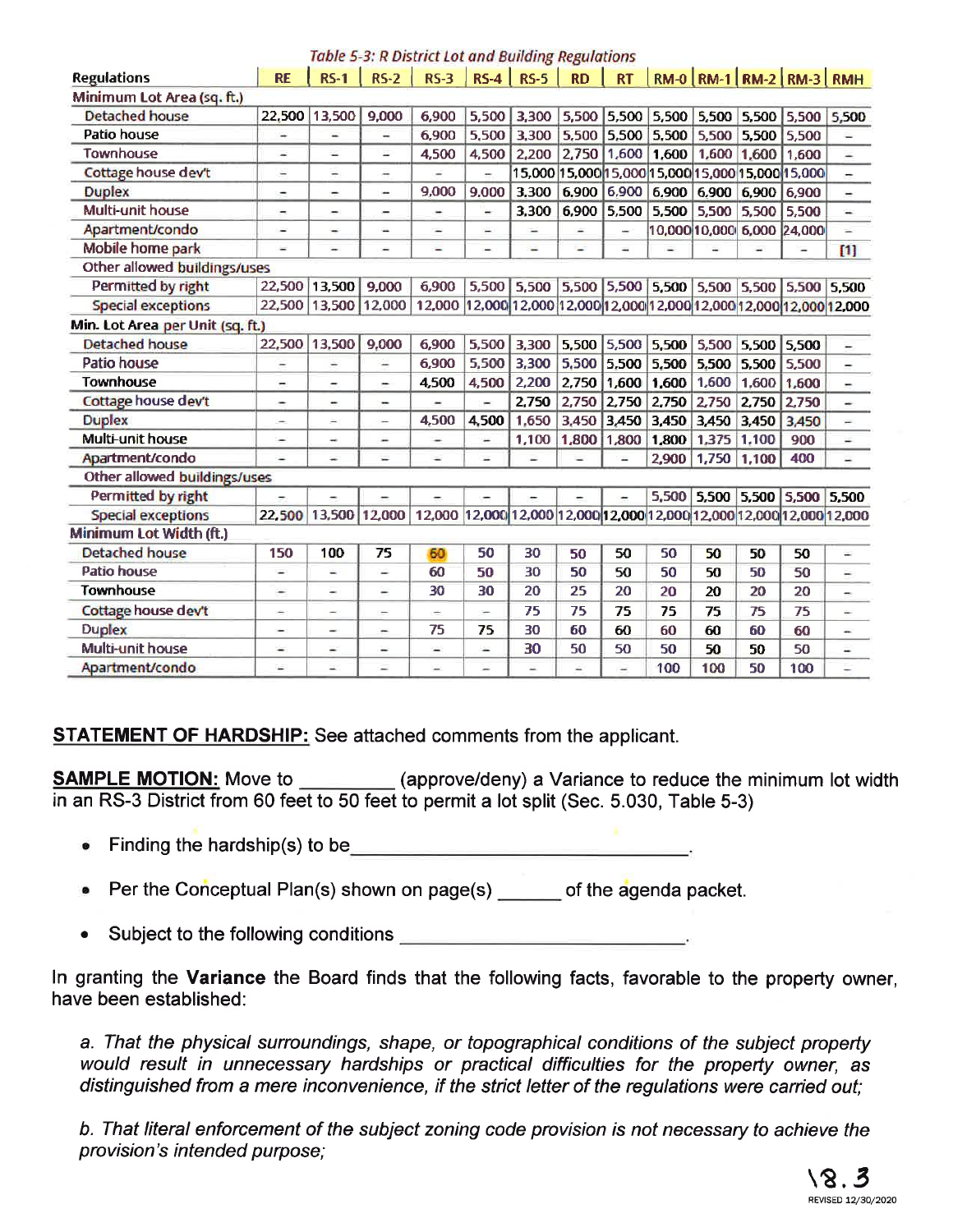*Table 5-3: R District Lot and Building Regulations*

| Regulations | RE | RS-1 | RS-2 | RS-3 | RS-4 | RS-5 | RD | RT | RM-0 | RM-1 | RM-2 | RM-3 | RMH |
|---|---|---|---|---|---|---|---|---|---|---|---|---|---|
| **Minimum Lot Area (sq. ft.)** | | | | | | | | | | | | | |
| Detached house | 22,500 | 13,500 | 9,000 | 6,900 | 5,500 | 3,300 | 5,500 | 5,500 | 5,500 | 5,500 | 5,500 | 5,500 | 5,500 |
| Patio house | – | – | – | 6,900 | 5,500 | 3,300 | 5,500 | 5,500 | 5,500 | 5,500 | 5,500 | 5,500 | – |
| Townhouse | – | – | – | 4,500 | 4,500 | 2,200 | 2,750 | 1,600 | 1,600 | 1,600 | 1,600 | 1,600 | – |
| Cottage house dev't | – | – | – | – | – | 15,000 | 15,000 | 15,000 | 15,000 | 15,000 | 15,000 | 15,000 | – |
| Duplex | – | – | – | 9,000 | 9,000 | 3,300 | 6,900 | 6,900 | 6,900 | 6,900 | 6,900 | 6,900 | – |
| Multi-unit house | – | – | – | – | – | 3,300 | 6,900 | 5,500 | 5,500 | 5,500 | 5,500 | 5,500 | – |
| Apartment/condo | – | – | – | – | – | – | – | – | 10,000 | 10,000 | 6,000 | 24,000 | – |
| Mobile home park | – | – | – | – | – | – | – | – | – | – | – | – | [1] |
| Other allowed buildings/uses | | | | | | | | | | | | | |
| Permitted by right | 22,500 | 13,500 | 9,000 | 6,900 | 5,500 | 5,500 | 5,500 | 5,500 | 5,500 | 5,500 | 5,500 | 5,500 | 5,500 |
| Special exceptions | 22,500 | 13,500 | 12,000 | 12,000 | 12,000 | 12,000 | 12,000 | 12,000 | 12,000 | 12,000 | 12,000 | 12,000 | 12,000 |
| **Min. Lot Area per Unit (sq. ft.)** | | | | | | | | | | | | | |
| Detached house | 22,500 | 13,500 | 9,000 | 6,900 | 5,500 | 3,300 | 5,500 | 5,500 | 5,500 | 5,500 | 5,500 | 5,500 | – |
| Patio house | – | – | – | 6,900 | 5,500 | 3,300 | 5,500 | 5,500 | 5,500 | 5,500 | 5,500 | 5,500 | – |
| Townhouse | – | – | – | 4,500 | 4,500 | 2,200 | 2,750 | 1,600 | 1,600 | 1,600 | 1,600 | 1,600 | – |
| Cottage house dev't | – | – | – | – | – | 2,750 | 2,750 | 2,750 | 2,750 | 2,750 | 2,750 | 2,750 | – |
| Duplex | – | – | – | 4,500 | 4,500 | 1,650 | 3,450 | 3,450 | 3,450 | 3,450 | 3,450 | 3,450 | – |
| Multi-unit house | – | – | – | – | – | 1,100 | 1,800 | 1,800 | 1,800 | 1,375 | 1,100 | 900 | – |
| Apartment/condo | – | – | – | – | – | – | – | – | 2,900 | 1,750 | 1,100 | 400 | – |
| Other allowed buildings/uses | | | | | | | | | | | | | |
| Permitted by right | – | – | – | – | – | – | – | – | 5,500 | 5,500 | 5,500 | 5,500 | 5,500 |
| Special exceptions | 22,500 | 13,500 | 12,000 | 12,000 | 12,000 | 12,000 | 12,000 | 12,000 | 12,000 | 12,000 | 12,000 | 12,000 | 12,000 |
| **Minimum Lot Width (ft.)** | | | | | | | | | | | | | |
| Detached house | 150 | 100 | 75 | 60 | 50 | 30 | 50 | 50 | 50 | 50 | 50 | 50 | – |
| Patio house | – | – | – | 60 | 50 | 30 | 50 | 50 | 50 | 50 | 50 | 50 | – |
| Townhouse | – | – | – | 30 | 30 | 20 | 25 | 20 | 20 | 20 | 20 | 20 | – |
| Cottage house dev't | – | – | – | – | – | 75 | 75 | 75 | 75 | 75 | 75 | 75 | – |
| Duplex | – | – | – | 75 | 75 | 30 | 60 | 60 | 60 | 60 | 60 | 60 | – |
| Multi-unit house | – | – | – | – | – | 30 | 50 | 50 | 50 | 50 | 50 | 50 | – |
| Apartment/condo | – | – | – | – | – | – | – | – | 100 | 100 | 50 | 100 | – |

**STATEMENT OF HARDSHIP:** See attached comments from the applicant.

**SAMPLE MOTION:** Move to _________ (approve/deny) a Variance to reduce the minimum lot width in an RS-3 District from 60 feet to 50 feet to permit a lot split (Sec. 5.030, Table 5-3)

- Finding the hardship(s) to be_________________________________.
- Per the Conceptual Plan(s) shown on page(s) ______ of the agenda packet.
- Subject to the following conditions ____________________________.

In granting the **Variance** the Board finds that the following facts, favorable to the property owner, have been established:

*a. That the physical surroundings, shape, or topographical conditions of the subject property would result in unnecessary hardships or practical difficulties for the property owner, as distinguished from a mere inconvenience, if the strict letter of the regulations were carried out;*

*b. That literal enforcement of the subject zoning code provision is not necessary to achieve the provision's intended purpose;*

18.3

REVISED 12/30/2020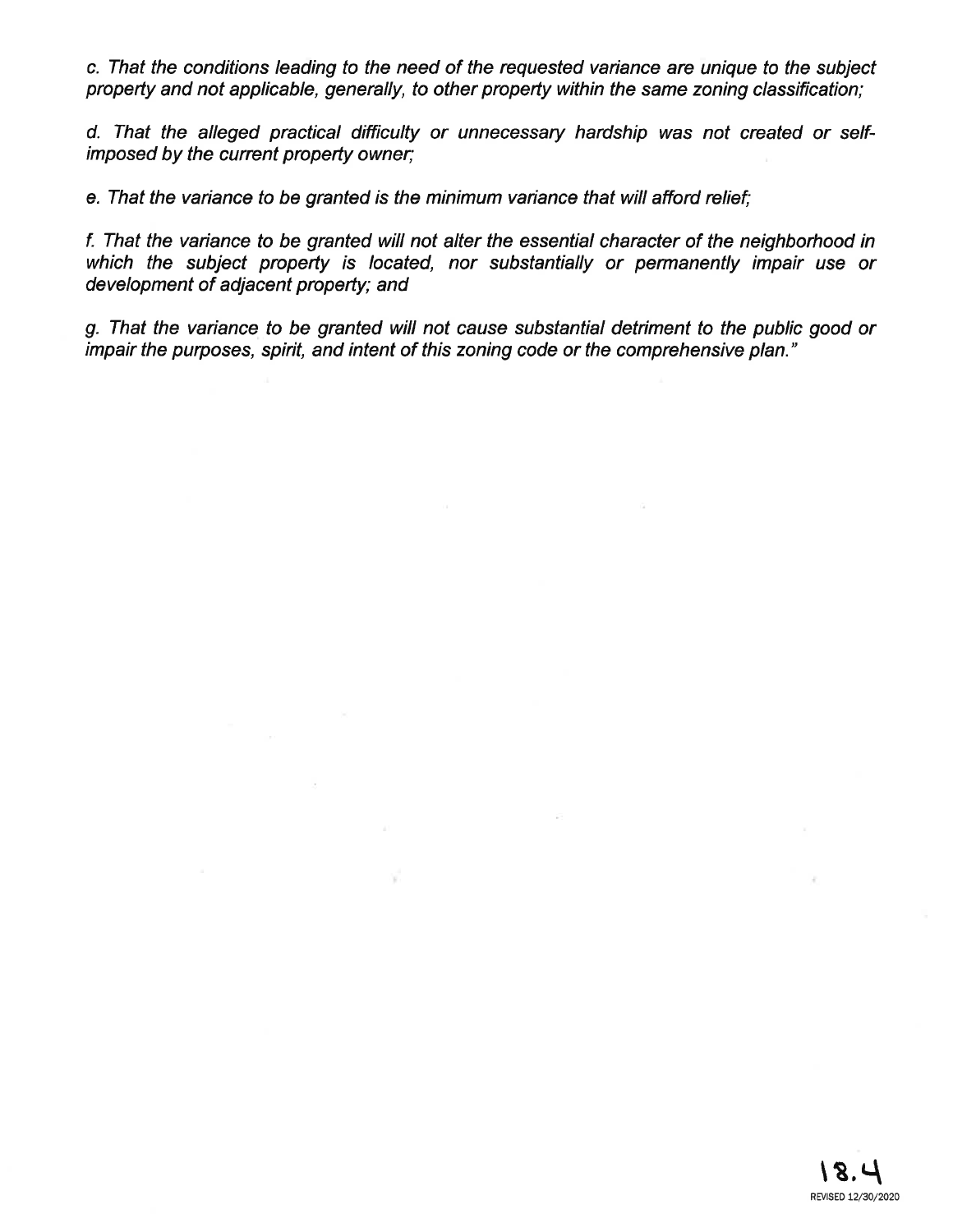*c. That the conditions leading to the need of the requested variance are unique to the subject property and not applicable, generally, to other property within the same zoning classification;*

*d. That the alleged practical difficulty or unnecessary hardship was not created or self-imposed by the current property owner;*

*e. That the variance to be granted is the minimum variance that will afford relief;*

*f. That the variance to be granted will not alter the essential character of the neighborhood in which the subject property is located, nor substantially or permanently impair use or development of adjacent property; and*

*g. That the variance to be granted will not cause substantial detriment to the public good or impair the purposes, spirit, and intent of this zoning code or the comprehensive plan."*

18.4

REVISED 12/30/2020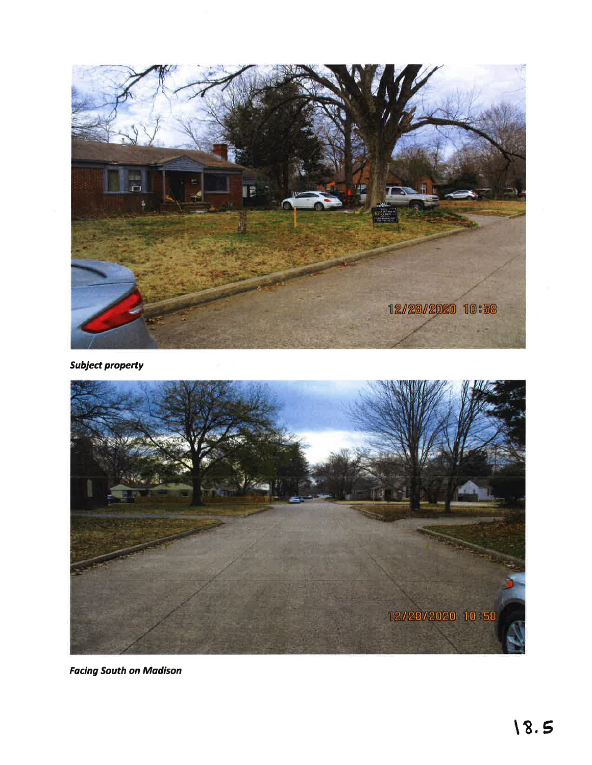*Subject property*

*Facing South on Madison*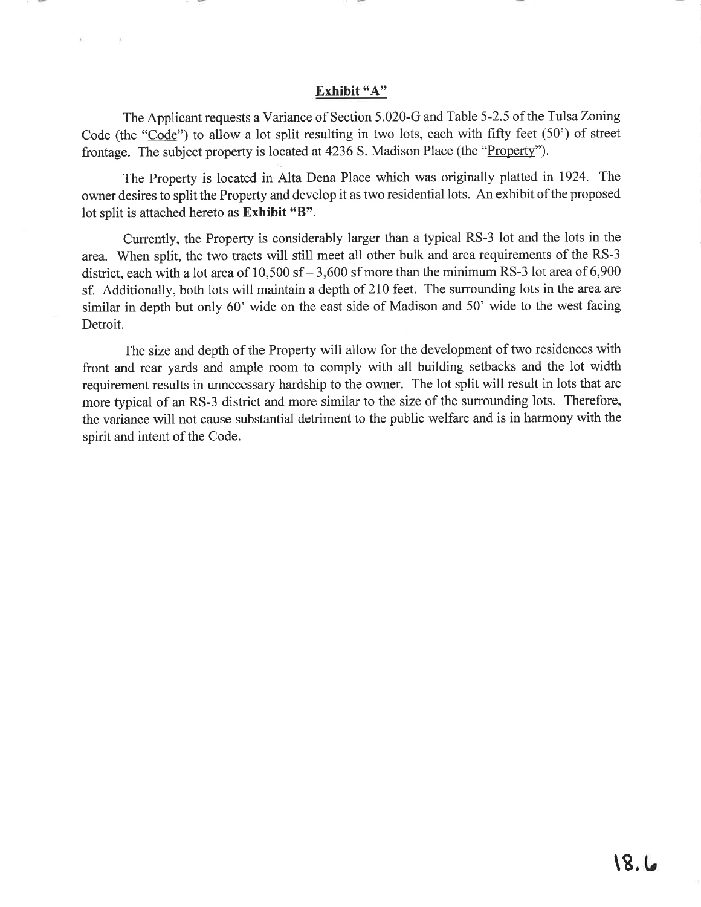# Exhibit "A"

The Applicant requests a Variance of Section 5.020-G and Table 5-2.5 of the Tulsa Zoning Code (the "Code") to allow a lot split resulting in two lots, each with fifty feet (50') of street frontage. The subject property is located at 4236 S. Madison Place (the "Property").

The Property is located in Alta Dena Place which was originally platted in 1924. The owner desires to split the Property and develop it as two residential lots. An exhibit of the proposed lot split is attached hereto as **Exhibit "B"**.

Currently, the Property is considerably larger than a typical RS-3 lot and the lots in the area. When split, the two tracts will still meet all other bulk and area requirements of the RS-3 district, each with a lot area of 10,500 sf – 3,600 sf more than the minimum RS-3 lot area of 6,900 sf. Additionally, both lots will maintain a depth of 210 feet. The surrounding lots in the area are similar in depth but only 60' wide on the east side of Madison and 50' wide to the west facing Detroit.

The size and depth of the Property will allow for the development of two residences with front and rear yards and ample room to comply with all building setbacks and the lot width requirement results in unnecessary hardship to the owner. The lot split will result in lots that are more typical of an RS-3 district and more similar to the size of the surrounding lots. Therefore, the variance will not cause substantial detriment to the public welfare and is in harmony with the spirit and intent of the Code.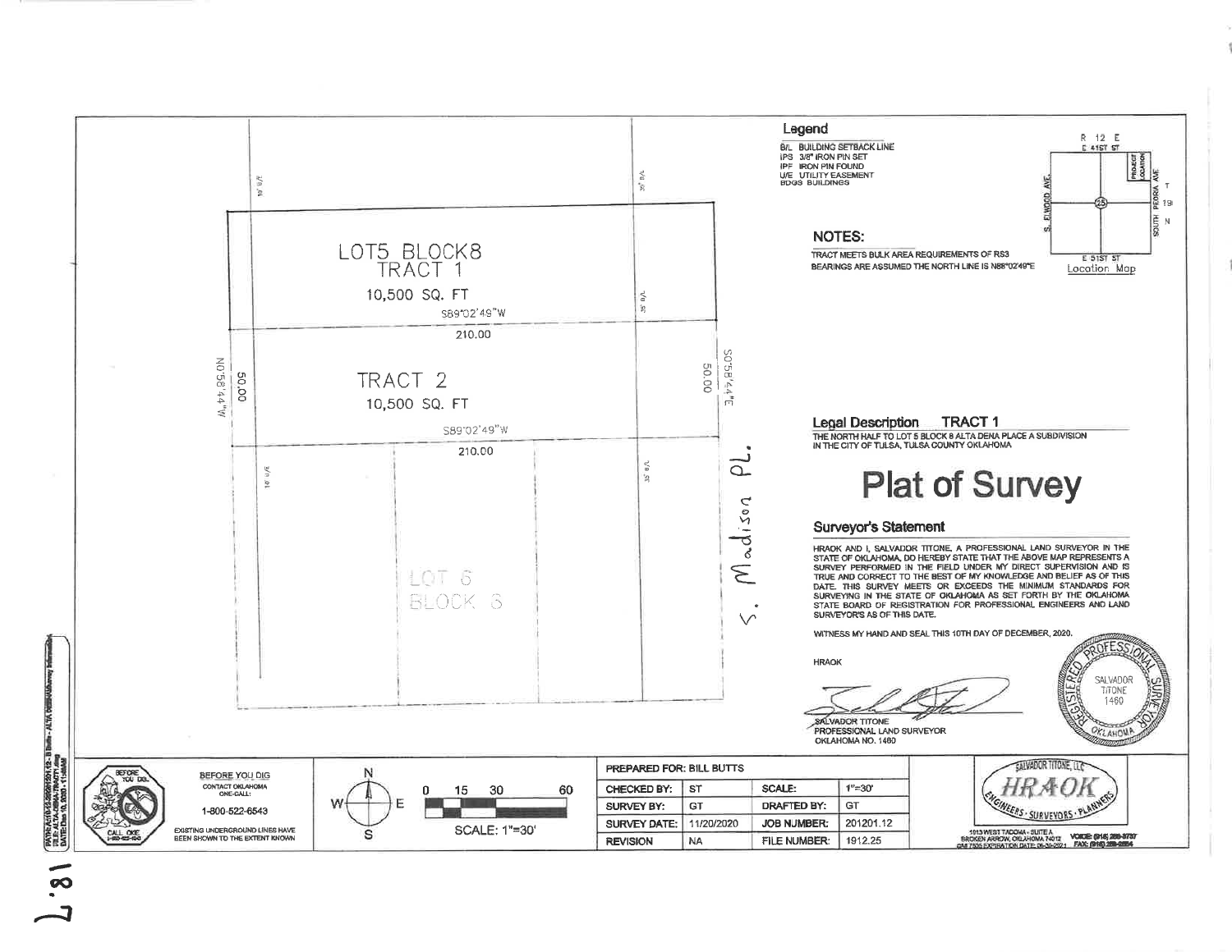LOT5 BLOCK8
TRACT 1

10,500 SQ. FT

S89°02'49"W
210.00

TRACT 2

10,500 SQ. FT

S89°02'49"W
210.00

N0°58'44"W
50.00

50.00
S0°58'44"E

10' U/E

35' B/L

LOT 6
BLOCK 8

S. Madison PL.

## Legend

B/L BUILDING SETBACK LINE
IPS 3/8" IRON PIN SET
IPF IRON PIN FOUND
U/E UTILITY EASEMENT
BDGS BUILDINGS

## NOTES:

TRACT MEETS BULK AREA REQUIREMENTS OF RS3
BEARINGS ARE ASSUMED THE NORTH LINE IS N88°02'49"E

R 12 E
E 41ST ST
S. ELWOOD AVE.
SOUTH PEORIA AVE
PROJECT LOCATION
25
T 19 N
E 51ST ST
Location Map

**Legal Description TRACT 1**

THE NORTH HALF TO LOT 5 BLOCK 8 ALTA DENA PLACE A SUBDIVISION IN THE CITY OF TULSA, TULSA COUNTY OKLAHOMA

# Plat of Survey

## Surveyor's Statement

HRAOK AND I, SALVADOR TITONE, A PROFESSIONAL LAND SURVEYOR IN THE STATE OF OKLAHOMA, DO HEREBY STATE THAT THE ABOVE MAP REPRESENTS A SURVEY PERFORMED IN THE FIELD UNDER MY DIRECT SUPERVISION AND IS TRUE AND CORRECT TO THE BEST OF MY KNOWLEDGE AND BELIEF AS OF THIS DATE. THIS SURVEY MEETS OR EXCEEDS THE MINIMUM STANDARDS FOR SURVEYING IN THE STATE OF OKLAHOMA AS SET FORTH BY THE OKLAHOMA STATE BOARD OF REGISTRATION FOR PROFESSIONAL ENGINEERS AND LAND SURVEYOR'S AS OF THIS DATE.

WITNESS MY HAND AND SEAL THIS 10TH DAY OF DECEMBER, 2020.

HRAOK

SALVADOR TITONE
PROFESSIONAL LAND SURVEYOR
OKLAHOMA NO. 1460

REGISTERED PROFESSIONAL SURVEYOR — SALVADOR TITONE 1460 — OKLAHOMA

BEFORE YOU DIG
CONTACT OKLAHOMA ONE-CALL:
1-800-522-6543
EXISTING UNDERGROUND LINES HAVE BEEN SHOWN TO THE EXTENT KNOWN

0 15 30 60
SCALE: 1"=30'

| PREPARED FOR: BILL BUTTS | | | |
|---|---|---|---|
| CHECKED BY: | ST | SCALE: | 1"=30' |
| SURVEY BY: | GT | DRAFTED BY: | GT |
| SURVEY DATE: | 11/20/2020 | JOB NUMBER: | 201201.12 |
| REVISION | NA | FILE NUMBER: | 1912.25 |

SALVADOR TITONE, LLC
HRAOK
ENGINEERS · SURVEYORS · PLANNERS
1013 WEST TACOMA - SUITE A
BROKEN ARROW, OKLAHOMA 74012

18.7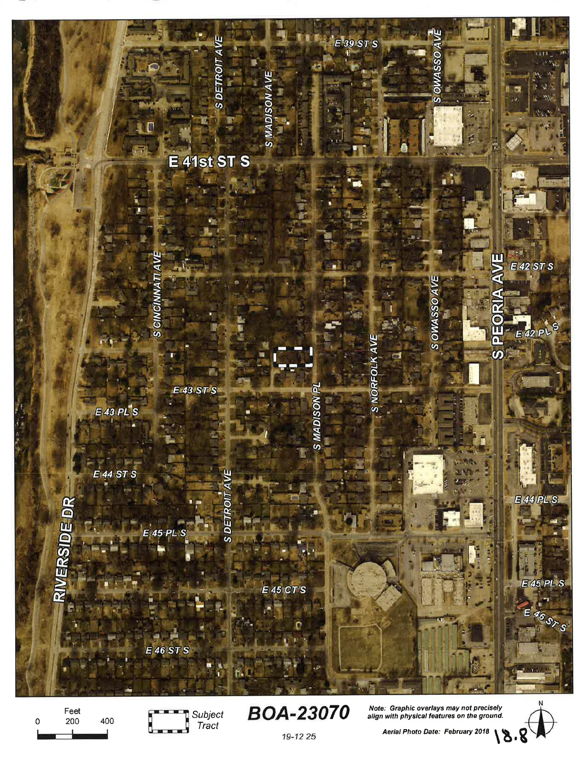E 39 ST S

S DETROIT AVE

S MADISON AVE

S OWASSO AVE

E 41st ST S

S CINCINNATI AVE

E 42 ST S

S PEORIA AVE

E 42 PL S

S OWASSO AVE

S NORFOLK AVE

E 43 ST S

S MADISON PL

E 43 PL S

E 44 ST S

E 44 PL S

RIVERSIDE DR

E 45 PL S

S DETROIT AVE

E 45 CT S

E 45 PL S

E 46 ST S

E 46 ST S

Feet

0 200 400

Subject Tract

**BOA-23070**

19-12 25

*Note: Graphic overlays may not precisely align with physical features on the ground.*

*Aerial Photo Date: February 2018*

18.8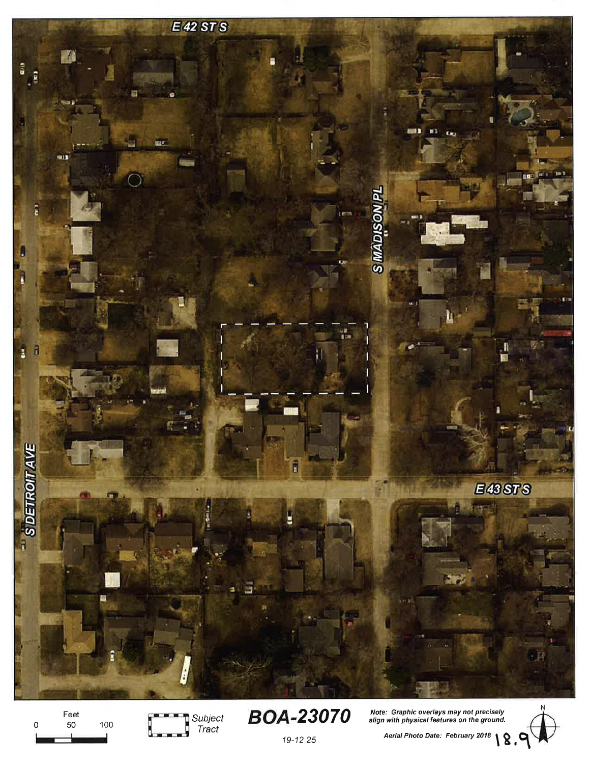E 42 ST S

S MADISON PL

S DETROIT AVE

E 43 ST S

Feet

0 50 100

Subject Tract

**BOA-23070**

19-12 25

*Note: Graphic overlays may not precisely align with physical features on the ground.*

Aerial Photo Date: February 2018

18.9